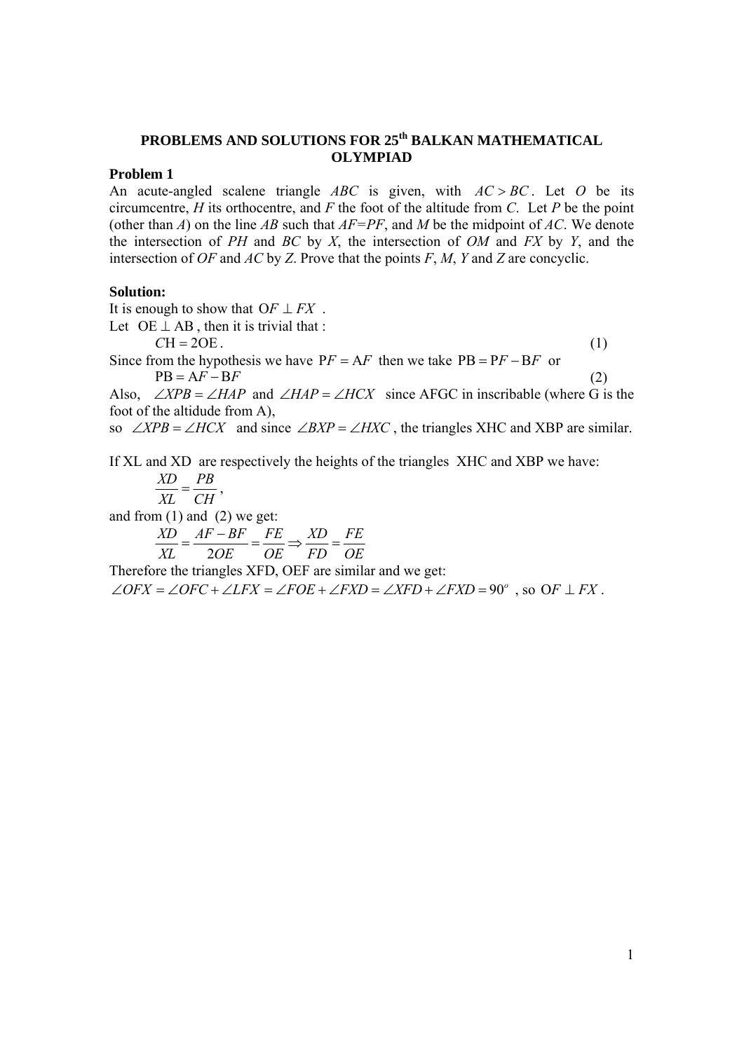## PROBLEMS AND SOLUTIONS FOR 25th BALKAN MATHEMATICAL OLYMPIAD

**Problem 1**

An acute-angled scalene triangle $ABC$ is given, with $AC > BC$. Let $O$ be its circumcentre, $H$ its orthocentre, and $F$ the foot of the altitude from $C$. Let $P$ be the point (other than $A$) on the line $AB$ such that $AF=PF$, and $M$ be the midpoint of $AC$. We denote the intersection of $PH$ and $BC$ by $X$, the intersection of $OM$ and $FX$ by $Y$, and the intersection of $OF$ and $AC$ by $Z$. Prove that the points $F$, $M$, $Y$ and $Z$ are concyclic.

**Solution:**

It is enough to show that $OF \perp FX$.

Let $OE \perp AB$, then it is trivial that :

$$CH = 2OE. \tag{1}$$

Since from the hypothesis we have $PF = AF$ then we take $PB = PF - BF$ or

$$PB = AF - BF \tag{2}$$

Also, $\angle XPB = \angle HAP$ and $\angle HAP = \angle HCX$ since AFGC in inscribable (where G is the foot of the altidude from A),

so $\angle XPB = \angle HCX$ and since $\angle BXP = \angle HXC$, the triangles XHC and XBP are similar.

If XL and XD are respectively the heights of the triangles XHC and XBP we have:

$$\frac{XD}{XL} = \frac{PB}{CH},$$

and from (1) and (2) we get:

$$\frac{XD}{XL} = \frac{AF - BF}{2OE} = \frac{FE}{OE} \Rightarrow \frac{XD}{FD} = \frac{FE}{OE}$$

Therefore the triangles XFD, OEF are similar and we get:

$\angle OFX = \angle OFC + \angle LFX = \angle FOE + \angle FXD = \angle XFD + \angle FXD = 90^o$, so $OF \perp FX$.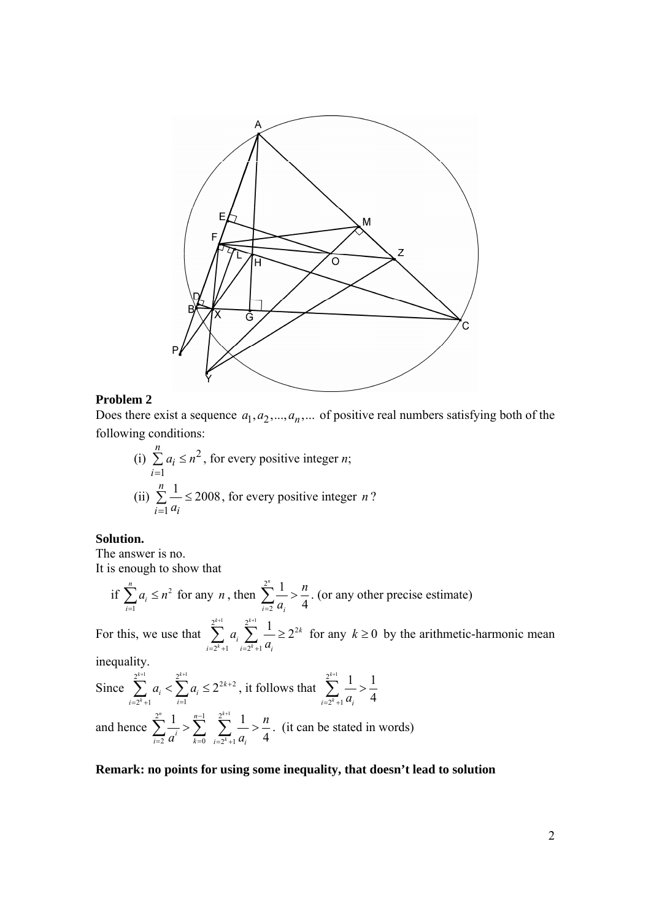**Problem 2**

Does there exist a sequence $a_1, a_2, ..., a_n, ...$ of positive real numbers satisfying both of the following conditions:

(i) $\sum_{i=1}^{n} a_i \le n^2$, for every positive integer *n*;

(ii) $\sum_{i=1}^{n} \frac{1}{a_i} \le 2008$, for every positive integer *n*?

**Solution.**

The answer is no.

It is enough to show that

if $\sum_{i=1}^{n} a_i \le n^2$ for any $n$, then $\sum_{i=2}^{2^n} \frac{1}{a_i} > \frac{n}{4}$. (or any other precise estimate)

For this, we use that $\sum_{i=2^k+1}^{2^{k+1}} a_i \sum_{i=2^k+1}^{2^{k+1}} \frac{1}{a_i} \ge 2^{2k}$ for any $k \ge 0$ by the arithmetic-harmonic mean inequality.

Since $\sum_{i=2^k+1}^{2^{k+1}} a_i < \sum_{i=1}^{2^{k+1}} a_i \le 2^{2k+2}$, it follows that $\sum_{i=2^k+1}^{2^{k+1}} \frac{1}{a_i} > \frac{1}{4}$

and hence $\sum_{i=2}^{2^n} \frac{1}{a^i} > \sum_{k=0}^{n-1} \sum_{i=2^k+1}^{2^{k+1}} \frac{1}{a_i} > \frac{n}{4}$. (it can be stated in words)

**Remark: no points for using some inequality, that doesn't lead to solution**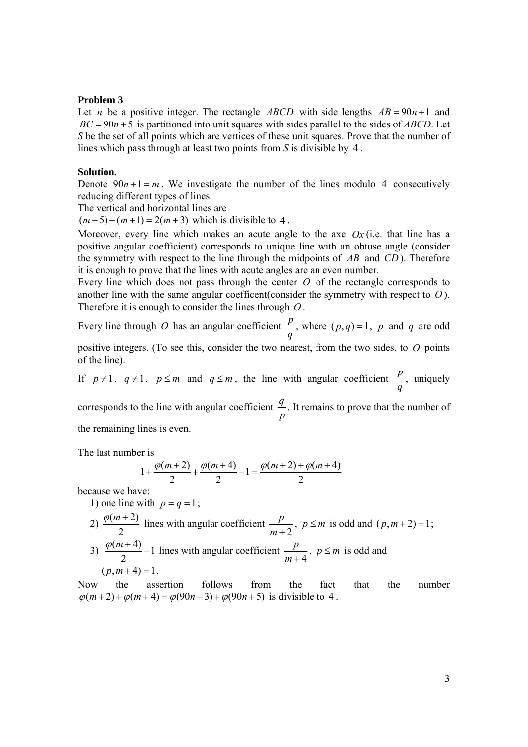**Problem 3**

Let $n$ be a positive integer. The rectangle $ABCD$ with side lengths $AB = 90n+1$ and $BC = 90n+5$ is partitioned into unit squares with sides parallel to the sides of $ABCD$. Let $S$ be the set of all points which are vertices of these unit squares. Prove that the number of lines which pass through at least two points from $S$ is divisible by $4$.

**Solution.**

Denote $90n+1 = m$. We investigate the number of the lines modulo $4$ consecutively reducing different types of lines.

The vertical and horizontal lines are

$(m+5)+(m+1) = 2(m+3)$ which is divisible to $4$.

Moreover, every line which makes an acute angle to the axe $Ox$ (i.e. that line has a positive angular coefficient) corresponds to unique line with an obtuse angle (consider the symmetry with respect to the line through the midpoints of $AB$ and $CD$). Therefore it is enough to prove that the lines with acute angles are an even number.

Every line which does not pass through the center $O$ of the rectangle corresponds to another line with the same angular coefficent(consider the symmetry with respect to $O$). Therefore it is enough to consider the lines through $O$.

Every line through $O$ has an angular coefficient $\frac{p}{q}$, where $(p,q)=1$, $p$ and $q$ are odd positive integers. (To see this, consider the two nearest, from the two sides, to $O$ points of the line).

If $p \neq 1$, $q \neq 1$, $p \leq m$ and $q \leq m$, the line with angular coefficient $\frac{p}{q}$, uniquely corresponds to the line with angular coefficient $\frac{q}{p}$. It remains to prove that the number of the remaining lines is even.

The last number is

$$1 + \frac{\varphi(m+2)}{2} + \frac{\varphi(m+4)}{2} - 1 = \frac{\varphi(m+2)+\varphi(m+4)}{2}$$

because we have:

1) one line with $p = q = 1$;
2) $\frac{\varphi(m+2)}{2}$ lines with angular coefficient $\frac{p}{m+2}$, $p \leq m$ is odd and $(p, m+2) = 1$;
3) $\frac{\varphi(m+4)}{2} - 1$ lines with angular coefficient $\frac{p}{m+4}$, $p \leq m$ is odd and $(p, m+4) = 1$.

Now the assertion follows from the fact that the number $\varphi(m+2)+\varphi(m+4) = \varphi(90n+3)+\varphi(90n+5)$ is divisible to $4$.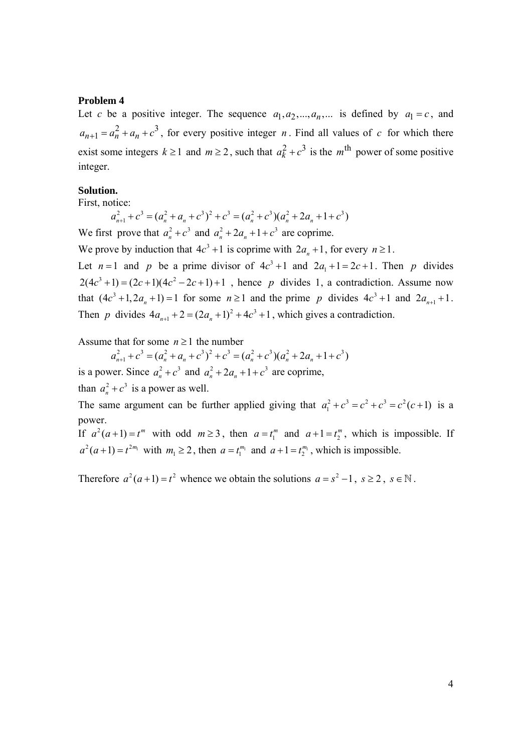**Problem 4**

Let $c$ be a positive integer. The sequence $a_1, a_2, ..., a_n, ...$ is defined by $a_1 = c$, and $a_{n+1} = a_n^2 + a_n + c^3$, for every positive integer $n$. Find all values of $c$ for which there exist some integers $k \geq 1$ and $m \geq 2$, such that $a_k^2 + c^3$ is the $m^{\text{th}}$ power of some positive integer.

**Solution.**

First, notice:

$$a_{n+1}^2 + c^3 = (a_n^2 + a_n + c^3)^2 + c^3 = (a_n^2 + c^3)(a_n^2 + 2a_n + 1 + c^3)$$

We first prove that $a_n^2 + c^3$ and $a_n^2 + 2a_n + 1 + c^3$ are coprime.

We prove by induction that $4c^3 + 1$ is coprime with $2a_n + 1$, for every $n \geq 1$.

Let $n = 1$ and $p$ be a prime divisor of $4c^3 + 1$ and $2a_1 + 1 = 2c + 1$. Then $p$ divides $2(4c^3 + 1) = (2c + 1)(4c^2 - 2c + 1) + 1$, hence $p$ divides 1, a contradiction. Assume now that $(4c^3 + 1, 2a_n + 1) = 1$ for some $n \geq 1$ and the prime $p$ divides $4c^3 + 1$ and $2a_{n+1} + 1$. Then $p$ divides $4a_{n+1} + 2 = (2a_n + 1)^2 + 4c^3 + 1$, which gives a contradiction.

Assume that for some $n \geq 1$ the number

$$a_{n+1}^2 + c^3 = (a_n^2 + a_n + c^3)^2 + c^3 = (a_n^2 + c^3)(a_n^2 + 2a_n + 1 + c^3)$$

is a power. Since $a_n^2 + c^3$ and $a_n^2 + 2a_n + 1 + c^3$ are coprime,

than $a_n^2 + c^3$ is a power as well.

The same argument can be further applied giving that $a_1^2 + c^3 = c^2 + c^3 = c^2(c + 1)$ is a power.

If $a^2(a + 1) = t^m$ with odd $m \geq 3$, then $a = t_1^m$ and $a + 1 = t_2^m$, which is impossible. If $a^2(a + 1) = t^{2m_1}$ with $m_1 \geq 2$, then $a = t_1^{m_1}$ and $a + 1 = t_2^{m_1}$, which is impossible.

Therefore $a^2(a + 1) = t^2$ whence we obtain the solutions $a = s^2 - 1$, $s \geq 2$, $s \in \mathbb{N}$.